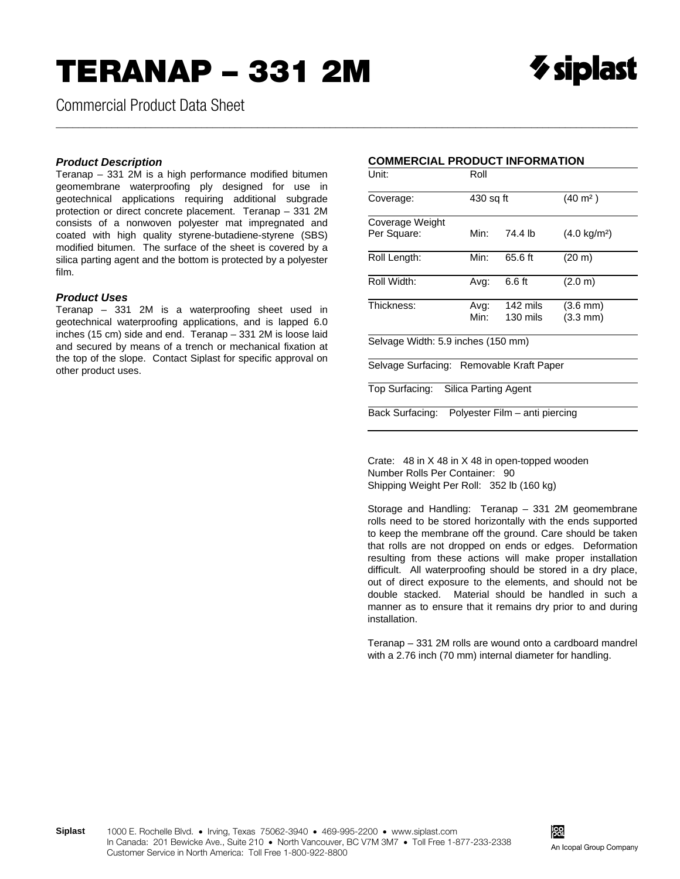# TERANAP – 331 2M

Commercial Product Data Sheet

### *Product Description*

Teranap – 331 2M is a high performance modified bitumen geomembrane waterproofing ply designed for use in geotechnical applications requiring additional subgrade protection or direct concrete placement. Teranap – 331 2M consists of a nonwoven polyester mat impregnated and coated with high quality styrene-butadiene-styrene (SBS) modified bitumen. The surface of the sheet is covered by a silica parting agent and the bottom is protected by a polyester film.

### *Product Uses*

Teranap – 331 2M is a waterproofing sheet used in geotechnical waterproofing applications, and is lapped 6.0 inches (15 cm) side and end. Teranap – 331 2M is loose laid and secured by means of a trench or mechanical fixation at the top of the slope. Contact Siplast for specific approval on other product uses.

### COMMERCIAL PRODUCT INFORMATION

| | | | |
|---|---|---|---|
| Unit: | Roll | | |
| Coverage: | 430 sq ft | | ($40\ m^2$) |
| Coverage Weight Per Square: | Min: | 74.4 lb | ($4.0\ kg/m^2$) |
| Roll Length: | Min: | 65.6 ft | (20 m) |
| Roll Width: | Avg: | 6.6 ft | (2.0 m) |
| Thickness: | Avg:<br>Min: | 142 mils<br>130 mils | (3.6 mm)<br>(3.3 mm) |
| Selvage Width: 5.9 inches (150 mm) | | | |
| Selvage Surfacing: Removable Kraft Paper | | | |
| Top Surfacing: Silica Parting Agent | | | |
| Back Surfacing: Polyester Film – anti piercing | | | |

Crate: 48 in X 48 in X 48 in open-topped wooden
Number Rolls Per Container: 90
Shipping Weight Per Roll: 352 lb (160 kg)

Storage and Handling: Teranap – 331 2M geomembrane rolls need to be stored horizontally with the ends supported to keep the membrane off the ground. Care should be taken that rolls are not dropped on ends or edges. Deformation resulting from these actions will make proper installation difficult. All waterproofing should be stored in a dry place, out of direct exposure to the elements, and should not be double stacked. Material should be handled in such a manner as to ensure that it remains dry prior to and during installation.

Teranap – 331 2M rolls are wound onto a cardboard mandrel with a 2.76 inch (70 mm) internal diameter for handling.

**Siplast** 1000 E. Rochelle Blvd. • Irving, Texas 75062-3940 • 469-995-2200 • www.siplast.com
In Canada: 201 Bewicke Ave., Suite 210 • North Vancouver, BC V7M 3M7 • Toll Free 1-877-233-2338
Customer Service in North America: Toll Free 1-800-922-8800

An Icopal Group Company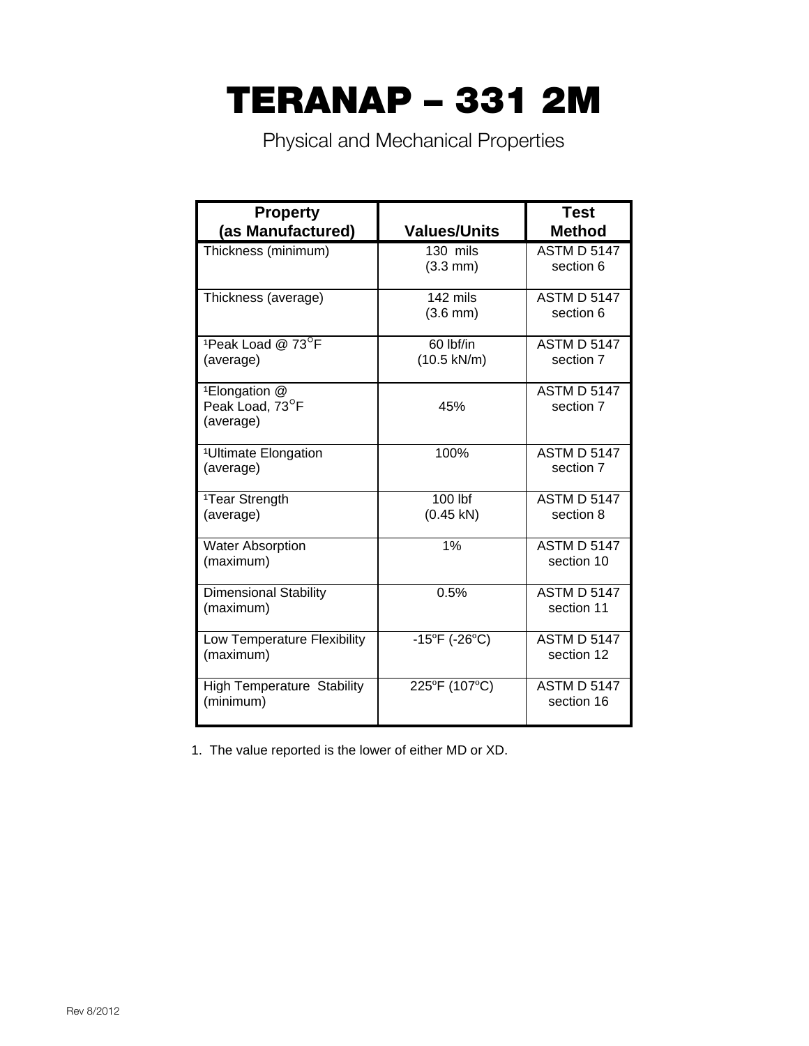# TERANAP – 331 2M

Physical and Mechanical Properties

| Property (as Manufactured) | Values/Units | Test Method |
| --- | --- | --- |
| Thickness (minimum) | 130 mils (3.3 mm) | ASTM D 5147 section 6 |
| Thickness (average) | 142 mils (3.6 mm) | ASTM D 5147 section 6 |
| [1]Peak Load @ 73°F (average) | 60 lbf/in (10.5 kN/m) | ASTM D 5147 section 7 |
| [1]Elongation @ Peak Load, 73°F (average) | 45% | ASTM D 5147 section 7 |
| [1]Ultimate Elongation (average) | 100% | ASTM D 5147 section 7 |
| [1]Tear Strength (average) | 100 lbf (0.45 kN) | ASTM D 5147 section 8 |
| Water Absorption (maximum) | 1% | ASTM D 5147 section 10 |
| Dimensional Stability (maximum) | 0.5% | ASTM D 5147 section 11 |
| Low Temperature Flexibility (maximum) | -15ºF (-26ºC) | ASTM D 5147 section 12 |
| High Temperature Stability (minimum) | 225ºF (107ºC) | ASTM D 5147 section 16 |

1. The value reported is the lower of either MD or XD.

Rev 8/2012